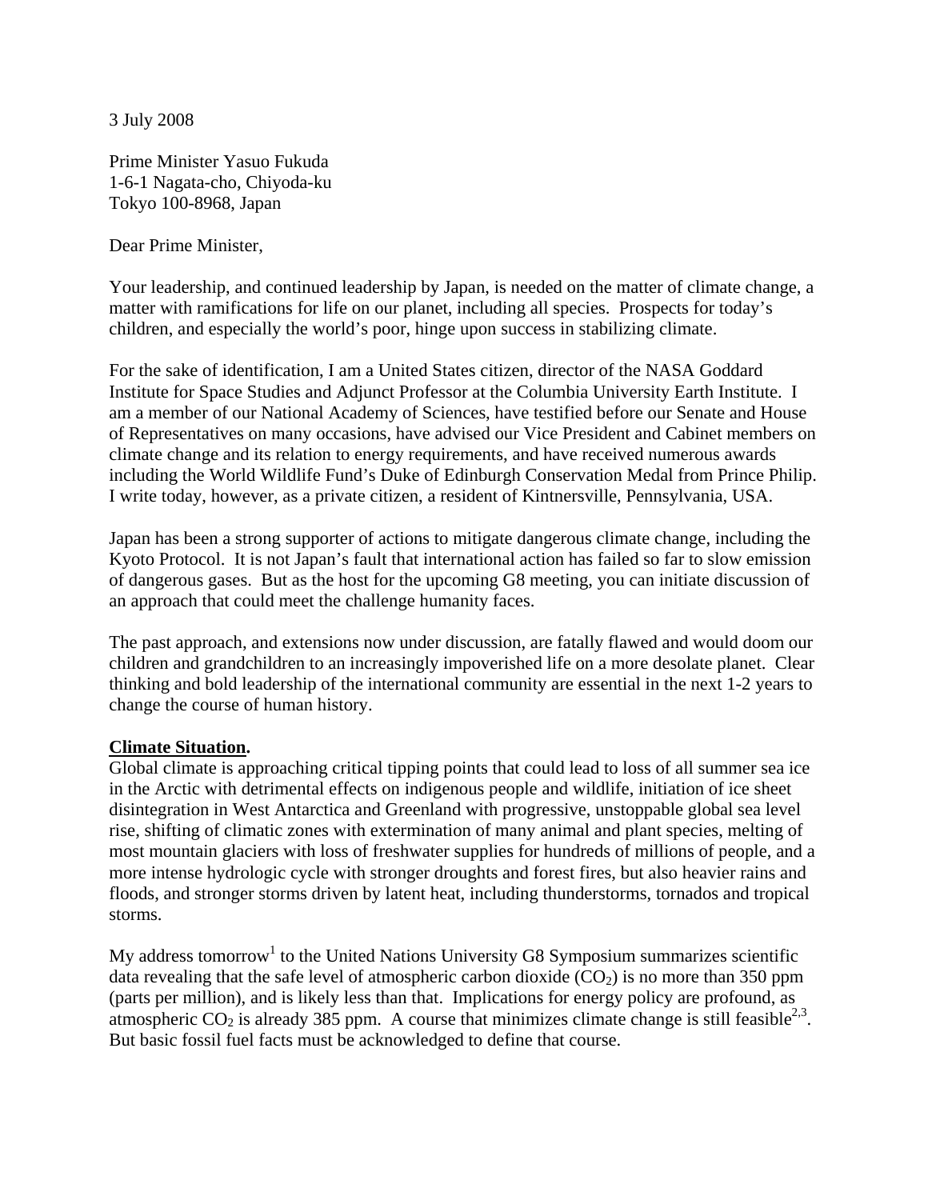3 July 2008

Prime Minister Yasuo Fukuda
1-6-1 Nagata-cho, Chiyoda-ku
Tokyo 100-8968, Japan

Dear Prime Minister,

Your leadership, and continued leadership by Japan, is needed on the matter of climate change, a matter with ramifications for life on our planet, including all species. Prospects for today's children, and especially the world's poor, hinge upon success in stabilizing climate.

For the sake of identification, I am a United States citizen, director of the NASA Goddard Institute for Space Studies and Adjunct Professor at the Columbia University Earth Institute. I am a member of our National Academy of Sciences, have testified before our Senate and House of Representatives on many occasions, have advised our Vice President and Cabinet members on climate change and its relation to energy requirements, and have received numerous awards including the World Wildlife Fund's Duke of Edinburgh Conservation Medal from Prince Philip. I write today, however, as a private citizen, a resident of Kintnersville, Pennsylvania, USA.

Japan has been a strong supporter of actions to mitigate dangerous climate change, including the Kyoto Protocol. It is not Japan's fault that international action has failed so far to slow emission of dangerous gases. But as the host for the upcoming G8 meeting, you can initiate discussion of an approach that could meet the challenge humanity faces.

The past approach, and extensions now under discussion, are fatally flawed and would doom our children and grandchildren to an increasingly impoverished life on a more desolate planet. Clear thinking and bold leadership of the international community are essential in the next 1-2 years to change the course of human history.

**Climate Situation.**
Global climate is approaching critical tipping points that could lead to loss of all summer sea ice in the Arctic with detrimental effects on indigenous people and wildlife, initiation of ice sheet disintegration in West Antarctica and Greenland with progressive, unstoppable global sea level rise, shifting of climatic zones with extermination of many animal and plant species, melting of most mountain glaciers with loss of freshwater supplies for hundreds of millions of people, and a more intense hydrologic cycle with stronger droughts and forest fires, but also heavier rains and floods, and stronger storms driven by latent heat, including thunderstorms, tornados and tropical storms.

My address tomorrow[1] to the United Nations University G8 Symposium summarizes scientific data revealing that the safe level of atmospheric carbon dioxide ($CO_2$) is no more than 350 ppm (parts per million), and is likely less than that. Implications for energy policy are profound, as atmospheric $CO_2$ is already 385 ppm. A course that minimizes climate change is still feasible[2,3]. But basic fossil fuel facts must be acknowledged to define that course.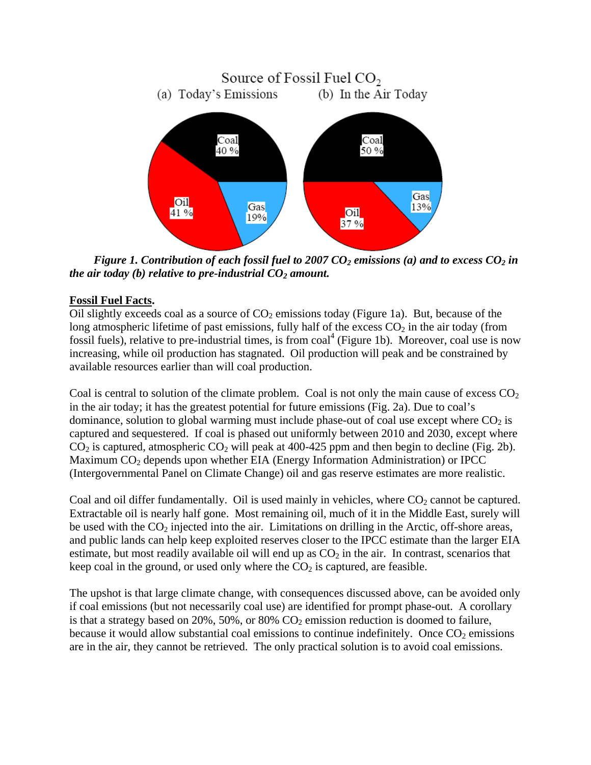**Figure 1. Contribution of each fossil fuel to 2007 $CO_2$ emissions (a) and to excess $CO_2$ in the air today (b) relative to pre-industrial $CO_2$ amount.**

**Fossil Fuel Facts.**

Oil slightly exceeds coal as a source of $CO_2$ emissions today (Figure 1a). But, because of the long atmospheric lifetime of past emissions, fully half of the excess $CO_2$ in the air today (from fossil fuels), relative to pre-industrial times, is from coal[4] (Figure 1b). Moreover, coal use is now increasing, while oil production has stagnated. Oil production will peak and be constrained by available resources earlier than will coal production.

Coal is central to solution of the climate problem. Coal is not only the main cause of excess $CO_2$ in the air today; it has the greatest potential for future emissions (Fig. 2a). Due to coal's dominance, solution to global warming must include phase-out of coal use except where $CO_2$ is captured and sequestered. If coal is phased out uniformly between 2010 and 2030, except where $CO_2$ is captured, atmospheric $CO_2$ will peak at 400-425 ppm and then begin to decline (Fig. 2b). Maximum $CO_2$ depends upon whether EIA (Energy Information Administration) or IPCC (Intergovernmental Panel on Climate Change) oil and gas reserve estimates are more realistic.

Coal and oil differ fundamentally. Oil is used mainly in vehicles, where $CO_2$ cannot be captured. Extractable oil is nearly half gone. Most remaining oil, much of it in the Middle East, surely will be used with the $CO_2$ injected into the air. Limitations on drilling in the Arctic, off-shore areas, and public lands can help keep exploited reserves closer to the IPCC estimate than the larger EIA estimate, but most readily available oil will end up as $CO_2$ in the air. In contrast, scenarios that keep coal in the ground, or used only where the $CO_2$ is captured, are feasible.

The upshot is that large climate change, with consequences discussed above, can be avoided only if coal emissions (but not necessarily coal use) are identified for prompt phase-out. A corollary is that a strategy based on 20%, 50%, or 80% $CO_2$ emission reduction is doomed to failure, because it would allow substantial coal emissions to continue indefinitely. Once $CO_2$ emissions are in the air, they cannot be retrieved. The only practical solution is to avoid coal emissions.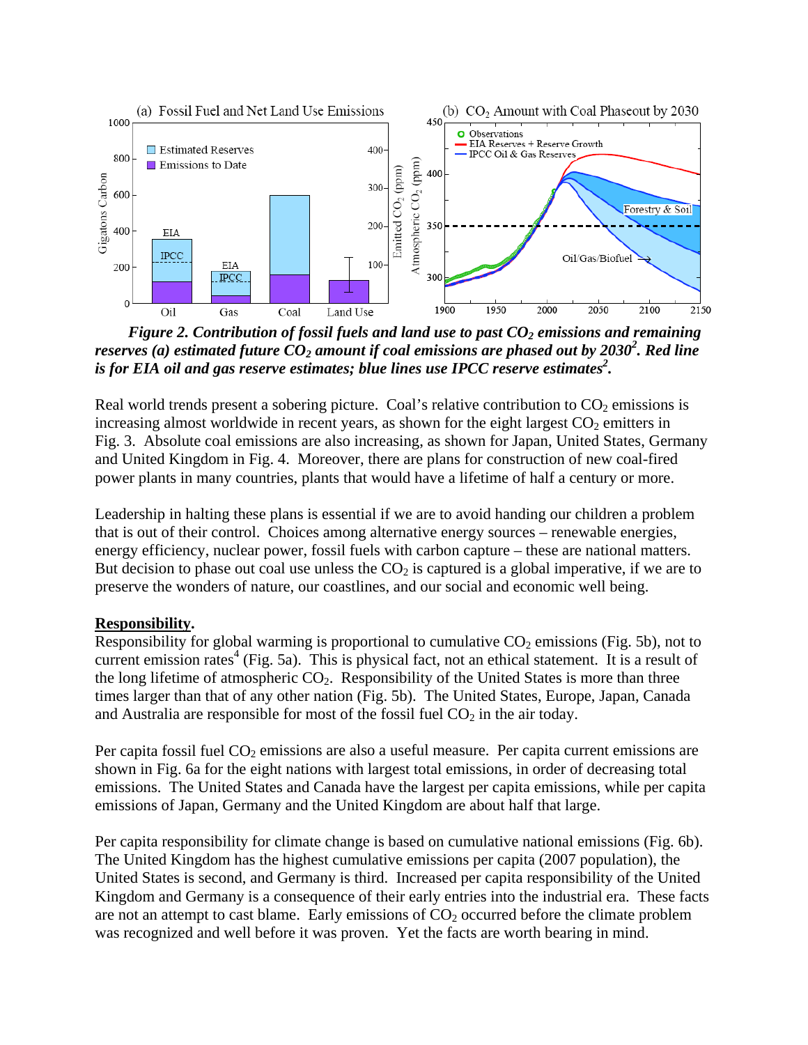*Figure 2. Contribution of fossil fuels and land use to past $CO_2$ emissions and remaining reserves (a) estimated future $CO_2$ amount if coal emissions are phased out by 2030*[2]*. Red line is for EIA oil and gas reserve estimates; blue lines use IPCC reserve estimates*[2]*.*

Real world trends present a sobering picture. Coal's relative contribution to $CO_2$ emissions is increasing almost worldwide in recent years, as shown for the eight largest $CO_2$ emitters in Fig. 3. Absolute coal emissions are also increasing, as shown for Japan, United States, Germany and United Kingdom in Fig. 4. Moreover, there are plans for construction of new coal-fired power plants in many countries, plants that would have a lifetime of half a century or more.

Leadership in halting these plans is essential if we are to avoid handing our children a problem that is out of their control. Choices among alternative energy sources – renewable energies, energy efficiency, nuclear power, fossil fuels with carbon capture – these are national matters. But decision to phase out coal use unless the $CO_2$ is captured is a global imperative, if we are to preserve the wonders of nature, our coastlines, and our social and economic well being.

**Responsibility.**

Responsibility for global warming is proportional to cumulative $CO_2$ emissions (Fig. 5b), not to current emission rates[4] (Fig. 5a). This is physical fact, not an ethical statement. It is a result of the long lifetime of atmospheric $CO_2$. Responsibility of the United States is more than three times larger than that of any other nation (Fig. 5b). The United States, Europe, Japan, Canada and Australia are responsible for most of the fossil fuel $CO_2$ in the air today.

Per capita fossil fuel $CO_2$ emissions are also a useful measure. Per capita current emissions are shown in Fig. 6a for the eight nations with largest total emissions, in order of decreasing total emissions. The United States and Canada have the largest per capita emissions, while per capita emissions of Japan, Germany and the United Kingdom are about half that large.

Per capita responsibility for climate change is based on cumulative national emissions (Fig. 6b). The United Kingdom has the highest cumulative emissions per capita (2007 population), the United States is second, and Germany is third. Increased per capita responsibility of the United Kingdom and Germany is a consequence of their early entries into the industrial era. These facts are not an attempt to cast blame. Early emissions of $CO_2$ occurred before the climate problem was recognized and well before it was proven. Yet the facts are worth bearing in mind.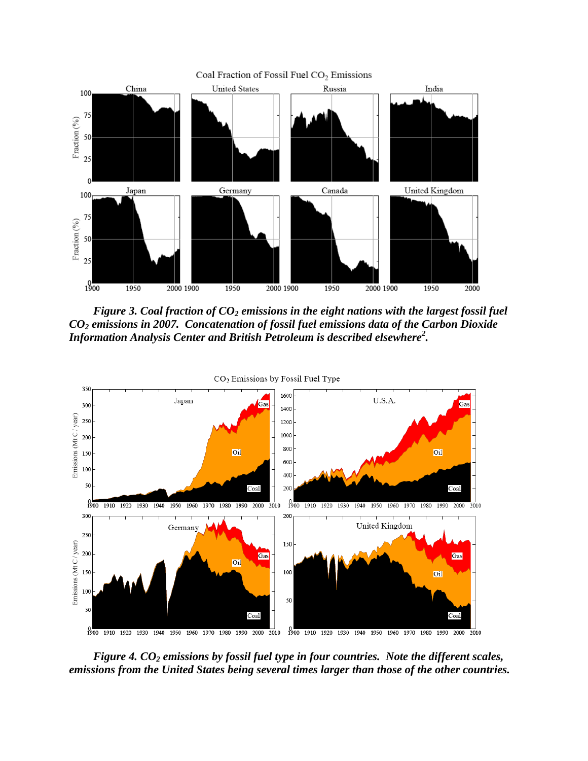***Figure 3. Coal fraction of $CO_2$ emissions in the eight nations with the largest fossil fuel $CO_2$ emissions in 2007. Concatenation of fossil fuel emissions data of the Carbon Dioxide Information Analysis Center and British Petroleum is described elsewhere[2].***

***Figure 4. $CO_2$ emissions by fossil fuel type in four countries. Note the different scales, emissions from the United States being several times larger than those of the other countries.***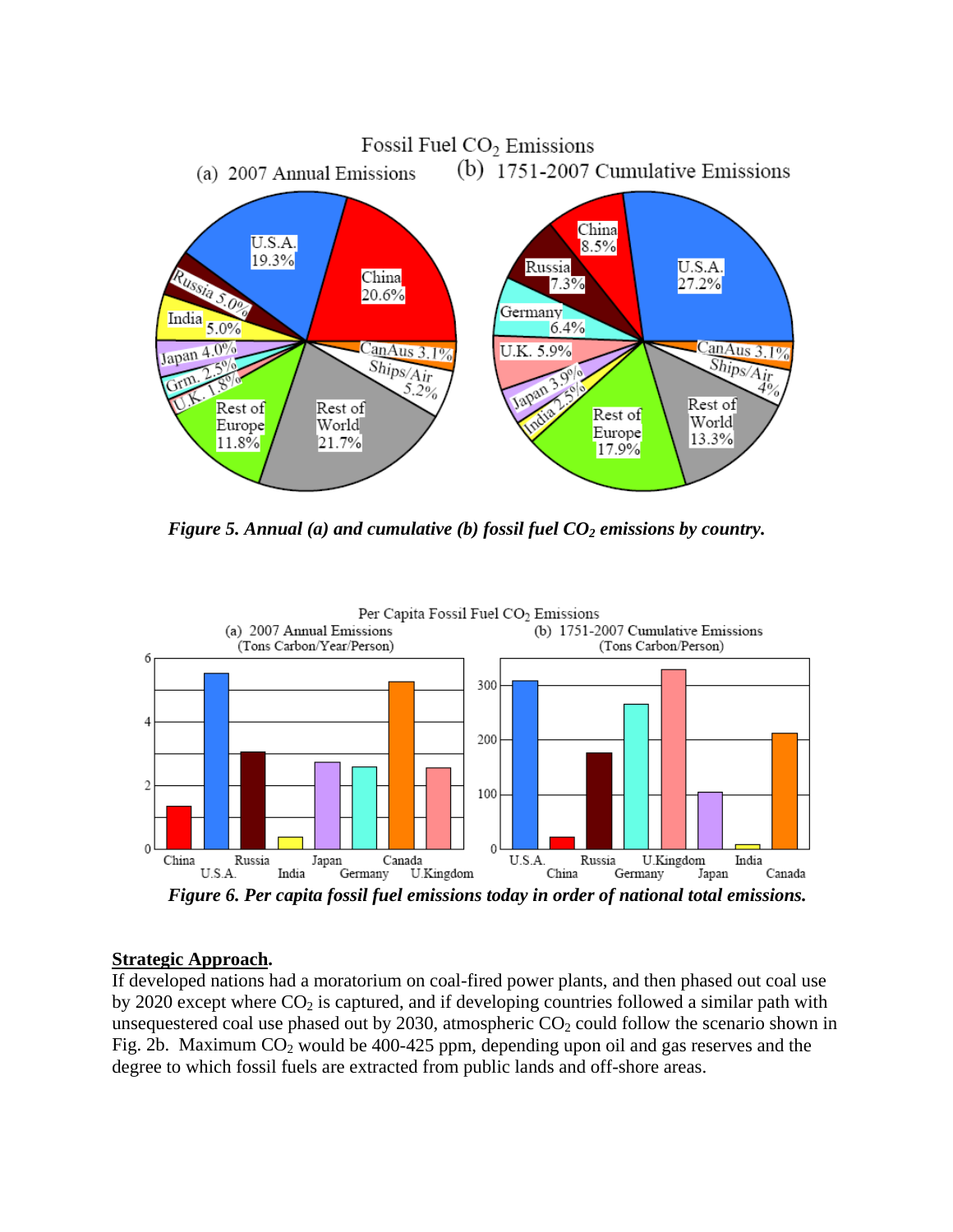*Figure 5. Annual (a) and cumulative (b) fossil fuel $CO_2$ emissions by country.*

*Figure 6. Per capita fossil fuel emissions today in order of national total emissions.*

**Strategic Approach.**
If developed nations had a moratorium on coal-fired power plants, and then phased out coal use by 2020 except where $CO_2$ is captured, and if developing countries followed a similar path with unsequestered coal use phased out by 2030, atmospheric $CO_2$ could follow the scenario shown in Fig. 2b. Maximum $CO_2$ would be 400-425 ppm, depending upon oil and gas reserves and the degree to which fossil fuels are extracted from public lands and off-shore areas.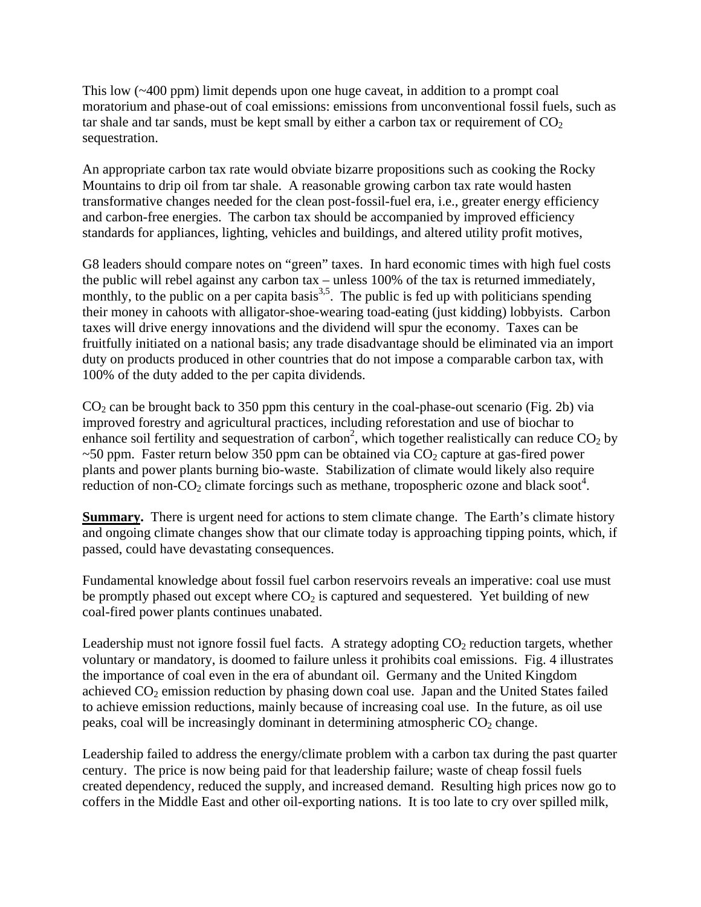This low (~400 ppm) limit depends upon one huge caveat, in addition to a prompt coal moratorium and phase-out of coal emissions: emissions from unconventional fossil fuels, such as tar shale and tar sands, must be kept small by either a carbon tax or requirement of $CO_2$ sequestration.

An appropriate carbon tax rate would obviate bizarre propositions such as cooking the Rocky Mountains to drip oil from tar shale. A reasonable growing carbon tax rate would hasten transformative changes needed for the clean post-fossil-fuel era, i.e., greater energy efficiency and carbon-free energies. The carbon tax should be accompanied by improved efficiency standards for appliances, lighting, vehicles and buildings, and altered utility profit motives,

G8 leaders should compare notes on "green" taxes. In hard economic times with high fuel costs the public will rebel against any carbon tax – unless 100% of the tax is returned immediately, monthly, to the public on a per capita basis[3,5]. The public is fed up with politicians spending their money in cahoots with alligator-shoe-wearing toad-eating (just kidding) lobbyists. Carbon taxes will drive energy innovations and the dividend will spur the economy. Taxes can be fruitfully initiated on a national basis; any trade disadvantage should be eliminated via an import duty on products produced in other countries that do not impose a comparable carbon tax, with 100% of the duty added to the per capita dividends.

$CO_2$ can be brought back to 350 ppm this century in the coal-phase-out scenario (Fig. 2b) via improved forestry and agricultural practices, including reforestation and use of biochar to enhance soil fertility and sequestration of carbon[2], which together realistically can reduce $CO_2$ by ~50 ppm. Faster return below 350 ppm can be obtained via $CO_2$ capture at gas-fired power plants and power plants burning bio-waste. Stabilization of climate would likely also require reduction of non-$CO_2$ climate forcings such as methane, tropospheric ozone and black soot[4].

**Summary.** There is urgent need for actions to stem climate change. The Earth's climate history and ongoing climate changes show that our climate today is approaching tipping points, which, if passed, could have devastating consequences.

Fundamental knowledge about fossil fuel carbon reservoirs reveals an imperative: coal use must be promptly phased out except where $CO_2$ is captured and sequestered. Yet building of new coal-fired power plants continues unabated.

Leadership must not ignore fossil fuel facts. A strategy adopting $CO_2$ reduction targets, whether voluntary or mandatory, is doomed to failure unless it prohibits coal emissions. Fig. 4 illustrates the importance of coal even in the era of abundant oil. Germany and the United Kingdom achieved $CO_2$ emission reduction by phasing down coal use. Japan and the United States failed to achieve emission reductions, mainly because of increasing coal use. In the future, as oil use peaks, coal will be increasingly dominant in determining atmospheric $CO_2$ change.

Leadership failed to address the energy/climate problem with a carbon tax during the past quarter century. The price is now being paid for that leadership failure; waste of cheap fossil fuels created dependency, reduced the supply, and increased demand. Resulting high prices now go to coffers in the Middle East and other oil-exporting nations. It is too late to cry over spilled milk,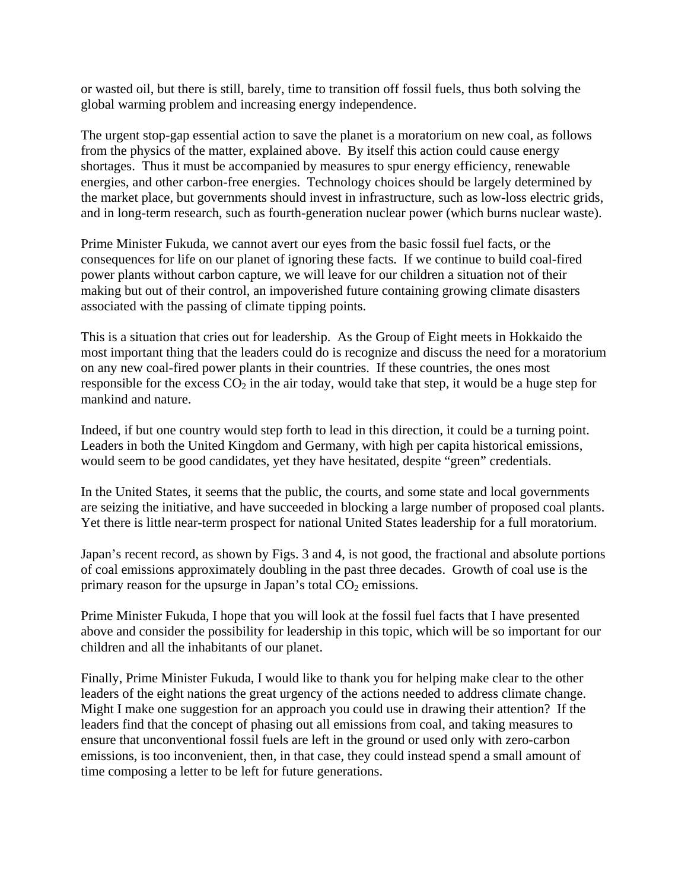or wasted oil, but there is still, barely, time to transition off fossil fuels, thus both solving the global warming problem and increasing energy independence.

The urgent stop-gap essential action to save the planet is a moratorium on new coal, as follows from the physics of the matter, explained above. By itself this action could cause energy shortages. Thus it must be accompanied by measures to spur energy efficiency, renewable energies, and other carbon-free energies. Technology choices should be largely determined by the market place, but governments should invest in infrastructure, such as low-loss electric grids, and in long-term research, such as fourth-generation nuclear power (which burns nuclear waste).

Prime Minister Fukuda, we cannot avert our eyes from the basic fossil fuel facts, or the consequences for life on our planet of ignoring these facts. If we continue to build coal-fired power plants without carbon capture, we will leave for our children a situation not of their making but out of their control, an impoverished future containing growing climate disasters associated with the passing of climate tipping points.

This is a situation that cries out for leadership. As the Group of Eight meets in Hokkaido the most important thing that the leaders could do is recognize and discuss the need for a moratorium on any new coal-fired power plants in their countries. If these countries, the ones most responsible for the excess $CO_2$ in the air today, would take that step, it would be a huge step for mankind and nature.

Indeed, if but one country would step forth to lead in this direction, it could be a turning point. Leaders in both the United Kingdom and Germany, with high per capita historical emissions, would seem to be good candidates, yet they have hesitated, despite "green" credentials.

In the United States, it seems that the public, the courts, and some state and local governments are seizing the initiative, and have succeeded in blocking a large number of proposed coal plants. Yet there is little near-term prospect for national United States leadership for a full moratorium.

Japan's recent record, as shown by Figs. 3 and 4, is not good, the fractional and absolute portions of coal emissions approximately doubling in the past three decades. Growth of coal use is the primary reason for the upsurge in Japan's total $CO_2$ emissions.

Prime Minister Fukuda, I hope that you will look at the fossil fuel facts that I have presented above and consider the possibility for leadership in this topic, which will be so important for our children and all the inhabitants of our planet.

Finally, Prime Minister Fukuda, I would like to thank you for helping make clear to the other leaders of the eight nations the great urgency of the actions needed to address climate change. Might I make one suggestion for an approach you could use in drawing their attention? If the leaders find that the concept of phasing out all emissions from coal, and taking measures to ensure that unconventional fossil fuels are left in the ground or used only with zero-carbon emissions, is too inconvenient, then, in that case, they could instead spend a small amount of time composing a letter to be left for future generations.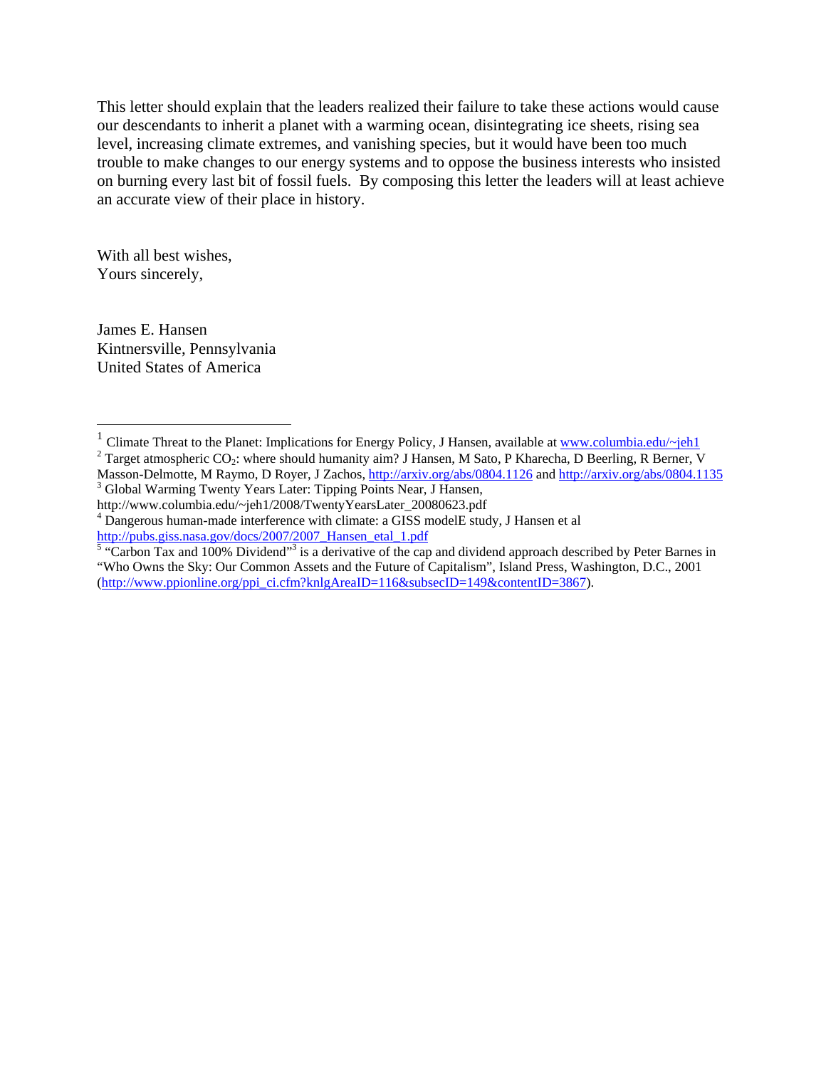This letter should explain that the leaders realized their failure to take these actions would cause our descendants to inherit a planet with a warming ocean, disintegrating ice sheets, rising sea level, increasing climate extremes, and vanishing species, but it would have been too much trouble to make changes to our energy systems and to oppose the business interests who insisted on burning every last bit of fossil fuels. By composing this letter the leaders will at least achieve an accurate view of their place in history.

With all best wishes,
Yours sincerely,

James E. Hansen
Kintnersville, Pennsylvania
United States of America

---

[1] Climate Threat to the Planet: Implications for Energy Policy, J Hansen, available at www.columbia.edu/~jeh1

[2] Target atmospheric $CO_2$: where should humanity aim? J Hansen, M Sato, P Kharecha, D Beerling, R Berner, V Masson-Delmotte, M Raymo, D Royer, J Zachos, http://arxiv.org/abs/0804.1126 and http://arxiv.org/abs/0804.1135

[3] Global Warming Twenty Years Later: Tipping Points Near, J Hansen, http://www.columbia.edu/~jeh1/2008/TwentyYearsLater_20080623.pdf

[4] Dangerous human-made interference with climate: a GISS modelE study, J Hansen et al http://pubs.giss.nasa.gov/docs/2007/2007_Hansen_etal_1.pdf

[5] "Carbon Tax and 100% Dividend"[3] is a derivative of the cap and dividend approach described by Peter Barnes in "Who Owns the Sky: Our Common Assets and the Future of Capitalism", Island Press, Washington, D.C., 2001 (http://www.ppionline.org/ppi_ci.cfm?knlgAreaID=116&subsecID=149&contentID=3867).